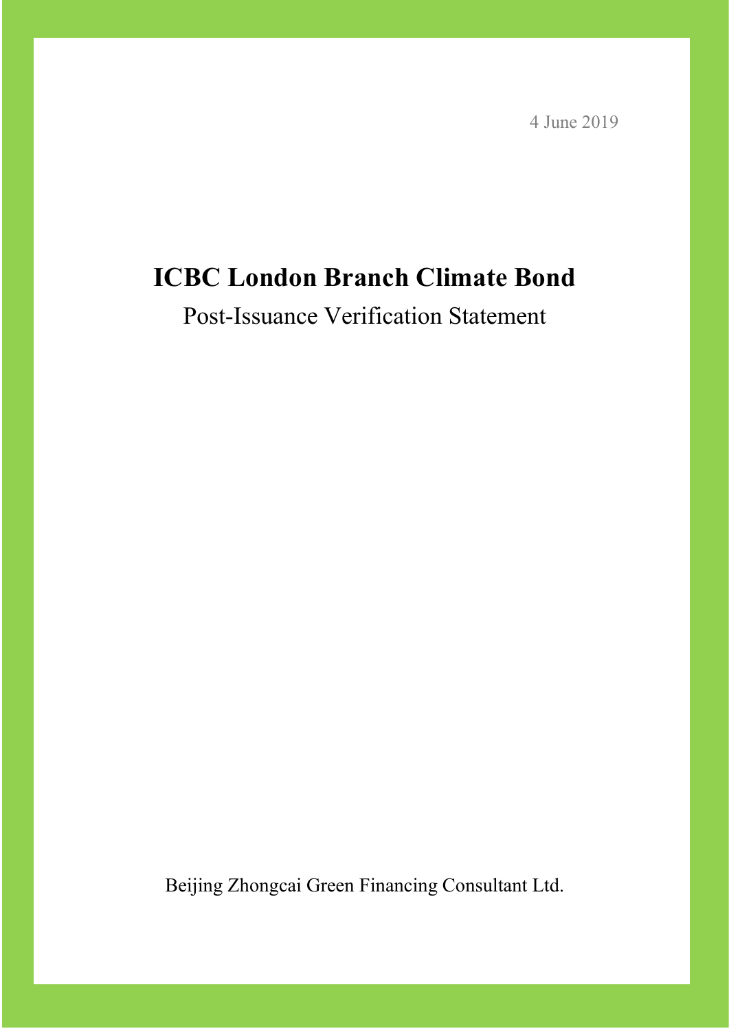4 June 2019

# ICBC London Branch Climate Bond

Post-Issuance Verification Statement

Beijing Zhongcai Green Financing Consultant Ltd.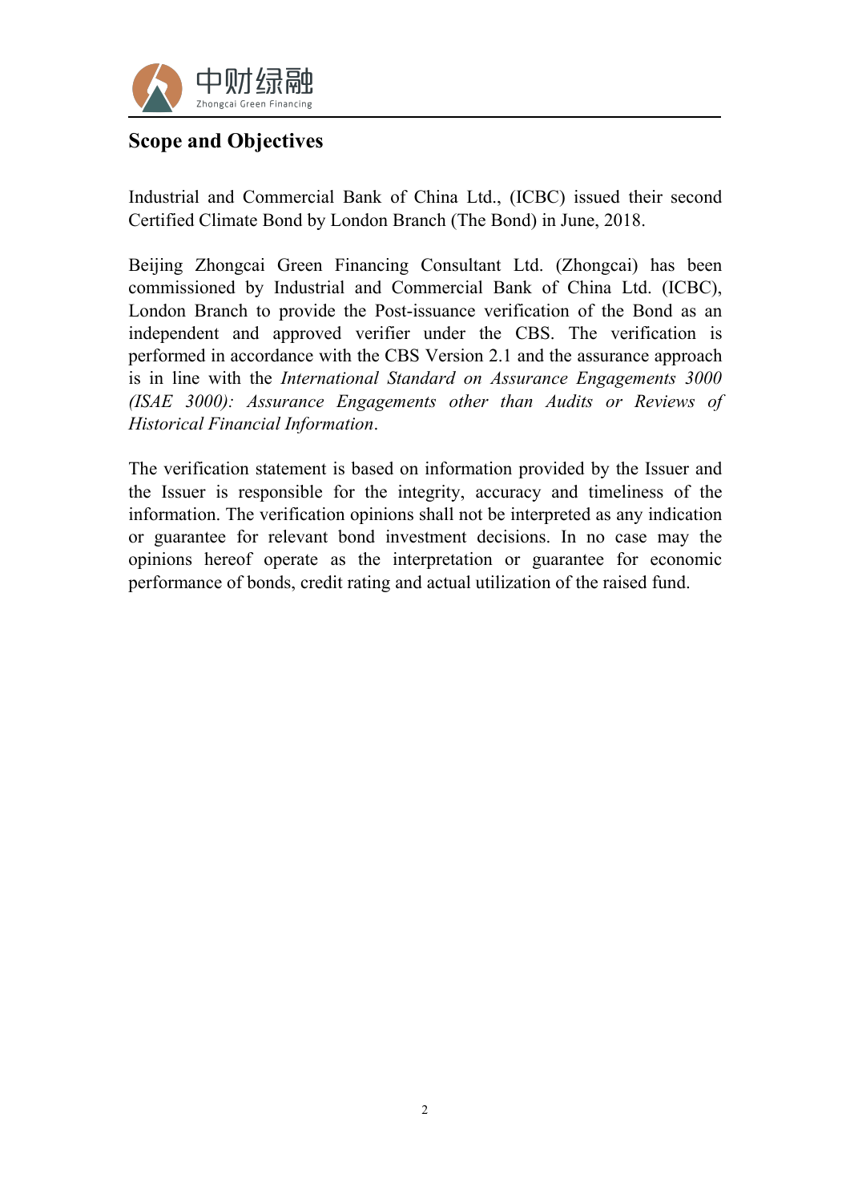## Scope and Objectives

Industrial and Commercial Bank of China Ltd., (ICBC) issued their second Certified Climate Bond by London Branch (The Bond) in June, 2018.

Beijing Zhongcai Green Financing Consultant Ltd. (Zhongcai) has been commissioned by Industrial and Commercial Bank of China Ltd. (ICBC), London Branch to provide the Post-issuance verification of the Bond as an independent and approved verifier under the CBS. The verification is performed in accordance with the CBS Version 2.1 and the assurance approach is in line with the *International Standard on Assurance Engagements 3000 (ISAE 3000): Assurance Engagements other than Audits or Reviews of Historical Financial Information*.

The verification statement is based on information provided by the Issuer and the Issuer is responsible for the integrity, accuracy and timeliness of the information. The verification opinions shall not be interpreted as any indication or guarantee for relevant bond investment decisions. In no case may the opinions hereof operate as the interpretation or guarantee for economic performance of bonds, credit rating and actual utilization of the raised fund.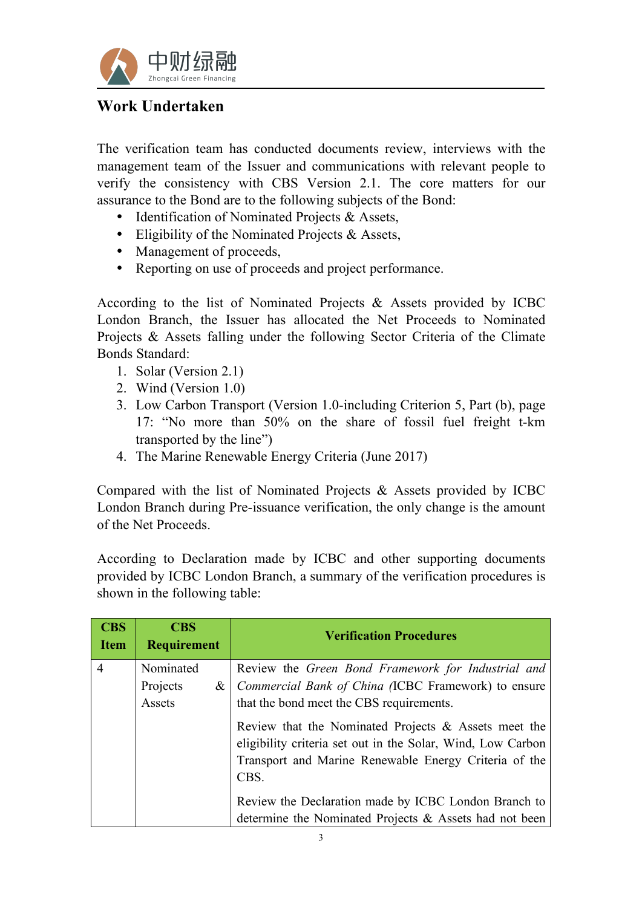## Work Undertaken

The verification team has conducted documents review, interviews with the management team of the Issuer and communications with relevant people to verify the consistency with CBS Version 2.1. The core matters for our assurance to the Bond are to the following subjects of the Bond:

- Identification of Nominated Projects & Assets,
- Eligibility of the Nominated Projects & Assets,
- Management of proceeds,
- Reporting on use of proceeds and project performance.

According to the list of Nominated Projects & Assets provided by ICBC London Branch, the Issuer has allocated the Net Proceeds to Nominated Projects & Assets falling under the following Sector Criteria of the Climate Bonds Standard:

1. Solar (Version 2.1)
2. Wind (Version 1.0)
3. Low Carbon Transport (Version 1.0-including Criterion 5, Part (b), page 17: "No more than 50% on the share of fossil fuel freight t-km transported by the line")
4. The Marine Renewable Energy Criteria (June 2017)

Compared with the list of Nominated Projects & Assets provided by ICBC London Branch during Pre-issuance verification, the only change is the amount of the Net Proceeds.

According to Declaration made by ICBC and other supporting documents provided by ICBC London Branch, a summary of the verification procedures is shown in the following table:

| CBS Item | CBS Requirement | Verification Procedures |
|---|---|---|
| 4 | Nominated Projects & Assets | Review the *Green Bond Framework for Industrial and Commercial Bank of China (*ICBC Framework) to ensure that the bond meet the CBS requirements.<br><br>Review that the Nominated Projects & Assets meet the eligibility criteria set out in the Solar, Wind, Low Carbon Transport and Marine Renewable Energy Criteria of the CBS.<br><br>Review the Declaration made by ICBC London Branch to determine the Nominated Projects & Assets had not been |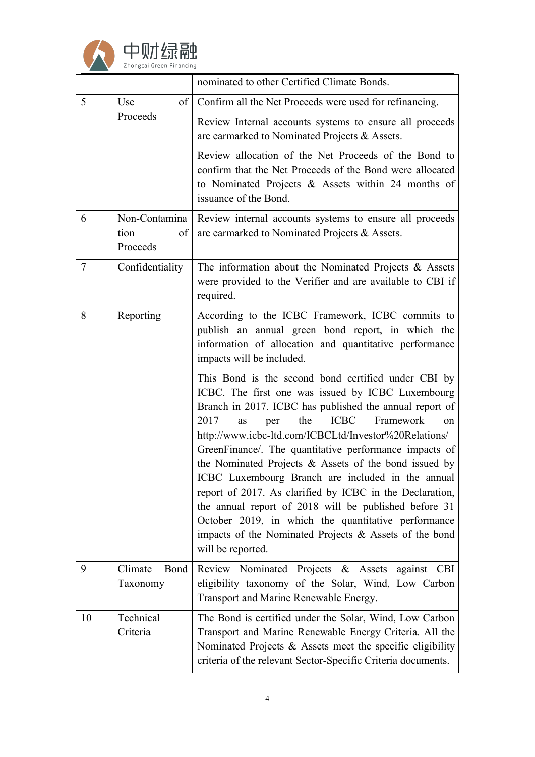| | | nominated to other Certified Climate Bonds. |
|---|---|---|
| 5 | Use of Proceeds | Confirm all the Net Proceeds were used for refinancing.<br><br>Review Internal accounts systems to ensure all proceeds are earmarked to Nominated Projects & Assets.<br><br>Review allocation of the Net Proceeds of the Bond to confirm that the Net Proceeds of the Bond were allocated to Nominated Projects & Assets within 24 months of issuance of the Bond. |
| 6 | Non-Contamination of Proceeds | Review internal accounts systems to ensure all proceeds are earmarked to Nominated Projects & Assets. |
| 7 | Confidentiality | The information about the Nominated Projects & Assets were provided to the Verifier and are available to CBI if required. |
| 8 | Reporting | According to the ICBC Framework, ICBC commits to publish an annual green bond report, in which the information of allocation and quantitative performance impacts will be included.<br><br>This Bond is the second bond certified under CBI by ICBC. The first one was issued by ICBC Luxembourg Branch in 2017. ICBC has published the annual report of 2017 as per the ICBC Framework on http://www.icbc-ltd.com/ICBCLtd/Investor%20Relations/GreenFinance/. The quantitative performance impacts of the Nominated Projects & Assets of the bond issued by ICBC Luxembourg Branch are included in the annual report of 2017. As clarified by ICBC in the Declaration, the annual report of 2018 will be published before 31 October 2019, in which the quantitative performance impacts of the Nominated Projects & Assets of the bond will be reported. |
| 9 | Climate Bond Taxonomy | Review Nominated Projects & Assets against CBI eligibility taxonomy of the Solar, Wind, Low Carbon Transport and Marine Renewable Energy. |
| 10 | Technical Criteria | The Bond is certified under the Solar, Wind, Low Carbon Transport and Marine Renewable Energy Criteria. All the Nominated Projects & Assets meet the specific eligibility criteria of the relevant Sector-Specific Criteria documents. |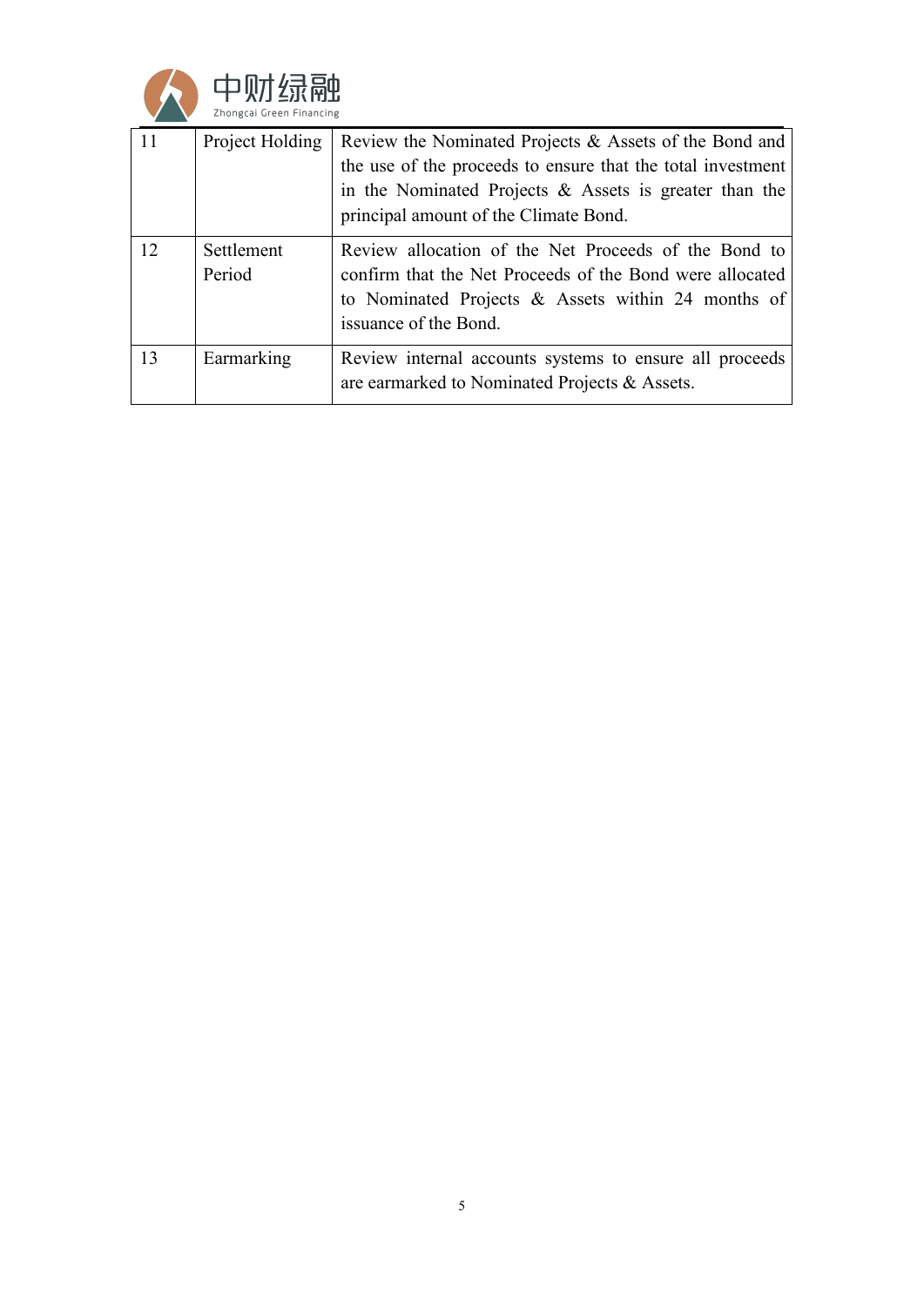| 11 | Project Holding | Review the Nominated Projects & Assets of the Bond and the use of the proceeds to ensure that the total investment in the Nominated Projects & Assets is greater than the principal amount of the Climate Bond. |
|---|---|---|
| 12 | Settlement Period | Review allocation of the Net Proceeds of the Bond to confirm that the Net Proceeds of the Bond were allocated to Nominated Projects & Assets within 24 months of issuance of the Bond. |
| 13 | Earmarking | Review internal accounts systems to ensure all proceeds are earmarked to Nominated Projects & Assets. |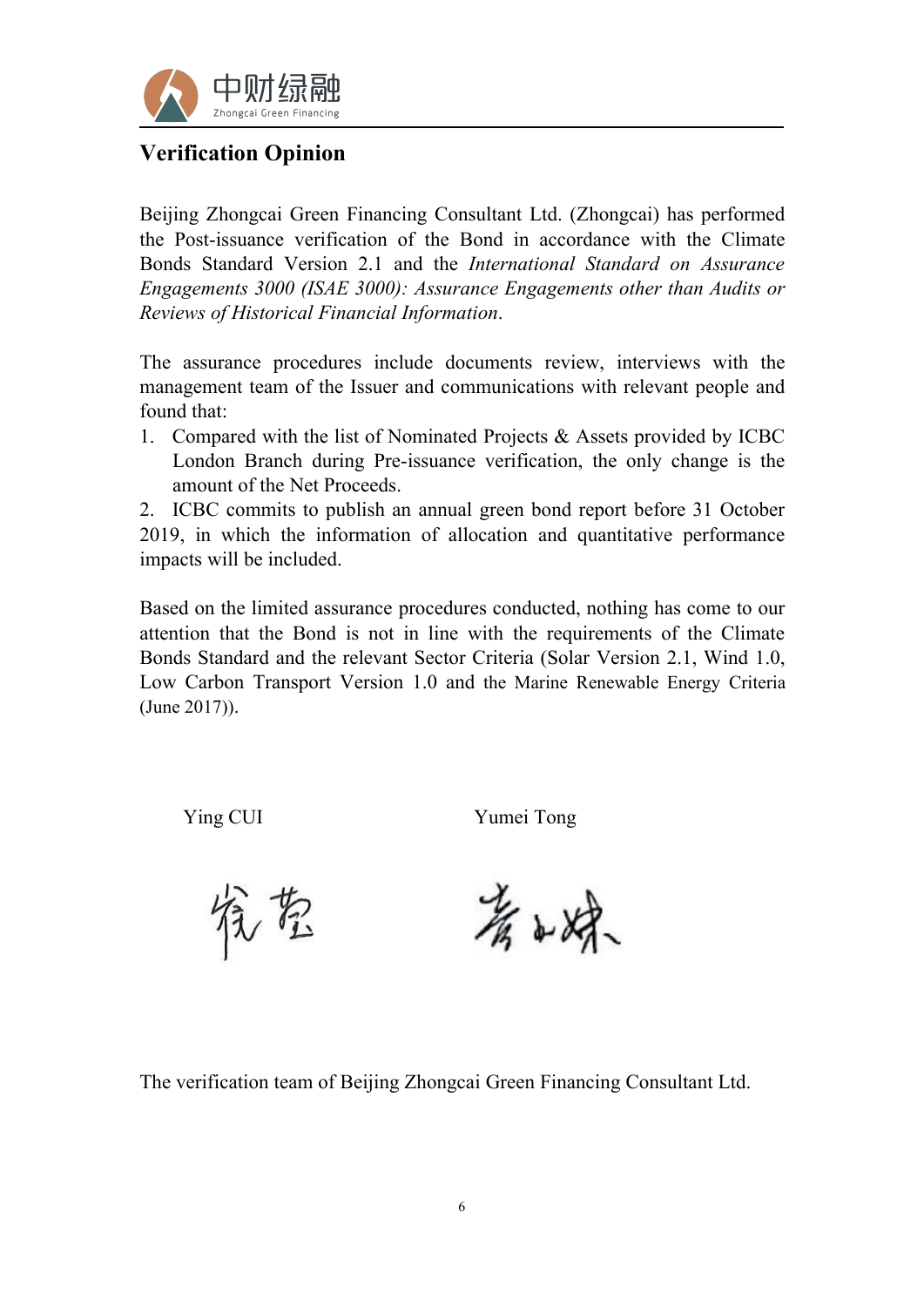## Verification Opinion

Beijing Zhongcai Green Financing Consultant Ltd. (Zhongcai) has performed the Post-issuance verification of the Bond in accordance with the Climate Bonds Standard Version 2.1 and the *International Standard on Assurance Engagements 3000 (ISAE 3000): Assurance Engagements other than Audits or Reviews of Historical Financial Information*.

The assurance procedures include documents review, interviews with the management team of the Issuer and communications with relevant people and found that:

1. Compared with the list of Nominated Projects & Assets provided by ICBC London Branch during Pre-issuance verification, the only change is the amount of the Net Proceeds.
2. ICBC commits to publish an annual green bond report before 31 October 2019, in which the information of allocation and quantitative performance impacts will be included.

Based on the limited assurance procedures conducted, nothing has come to our attention that the Bond is not in line with the requirements of the Climate Bonds Standard and the relevant Sector Criteria (Solar Version 2.1, Wind 1.0, Low Carbon Transport Version 1.0 and the Marine Renewable Energy Criteria (June 2017)).

Ying CUI　　　　Yumei Tong

The verification team of Beijing Zhongcai Green Financing Consultant Ltd.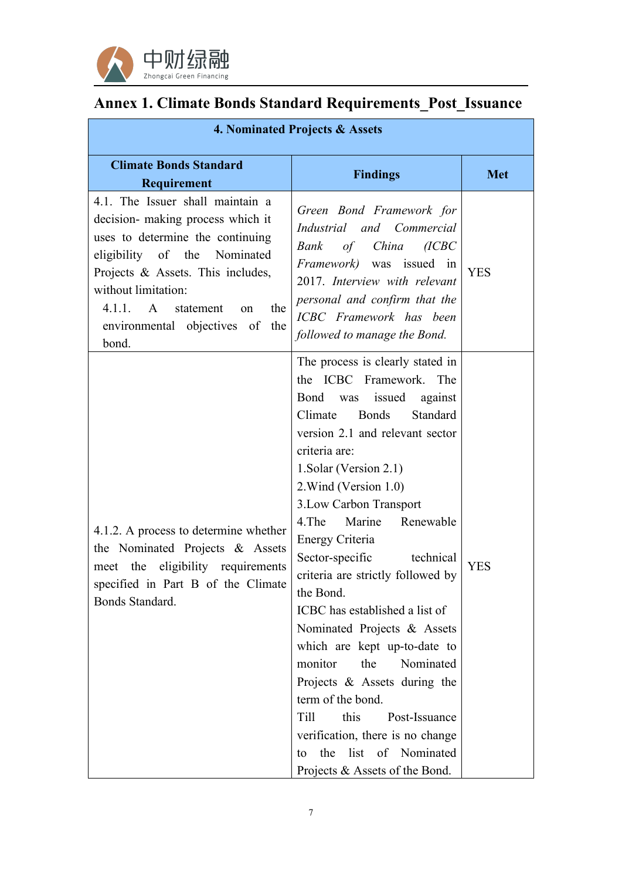## Annex 1. Climate Bonds Standard Requirements_Post_Issuance

| 4. Nominated Projects & Assets | | |
|---|---|---|
| **Climate Bonds Standard Requirement** | **Findings** | **Met** |
| 4.1. The Issuer shall maintain a decision- making process which it uses to determine the continuing eligibility of the Nominated Projects & Assets. This includes, without limitation:<br>4.1.1. A statement on the environmental objectives of the bond. | *Green Bond Framework for Industrial and Commercial Bank of China (ICBC Framework)* was issued in 2017. *Interview with relevant personal and confirm that the ICBC Framework has been followed to manage the Bond.* | YES |
| 4.1.2. A process to determine whether the Nominated Projects & Assets meet the eligibility requirements specified in Part B of the Climate Bonds Standard. | The process is clearly stated in the ICBC Framework. The Bond was issued against Climate Bonds Standard version 2.1 and relevant sector criteria are:<br>1.Solar (Version 2.1)<br>2.Wind (Version 1.0)<br>3.Low Carbon Transport<br>4.The Marine Renewable Energy Criteria<br>Sector-specific technical criteria are strictly followed by the Bond.<br>ICBC has established a list of Nominated Projects & Assets which are kept up-to-date to monitor the Nominated Projects & Assets during the term of the bond.<br>Till this Post-Issuance verification, there is no change to the list of Nominated Projects & Assets of the Bond. | YES |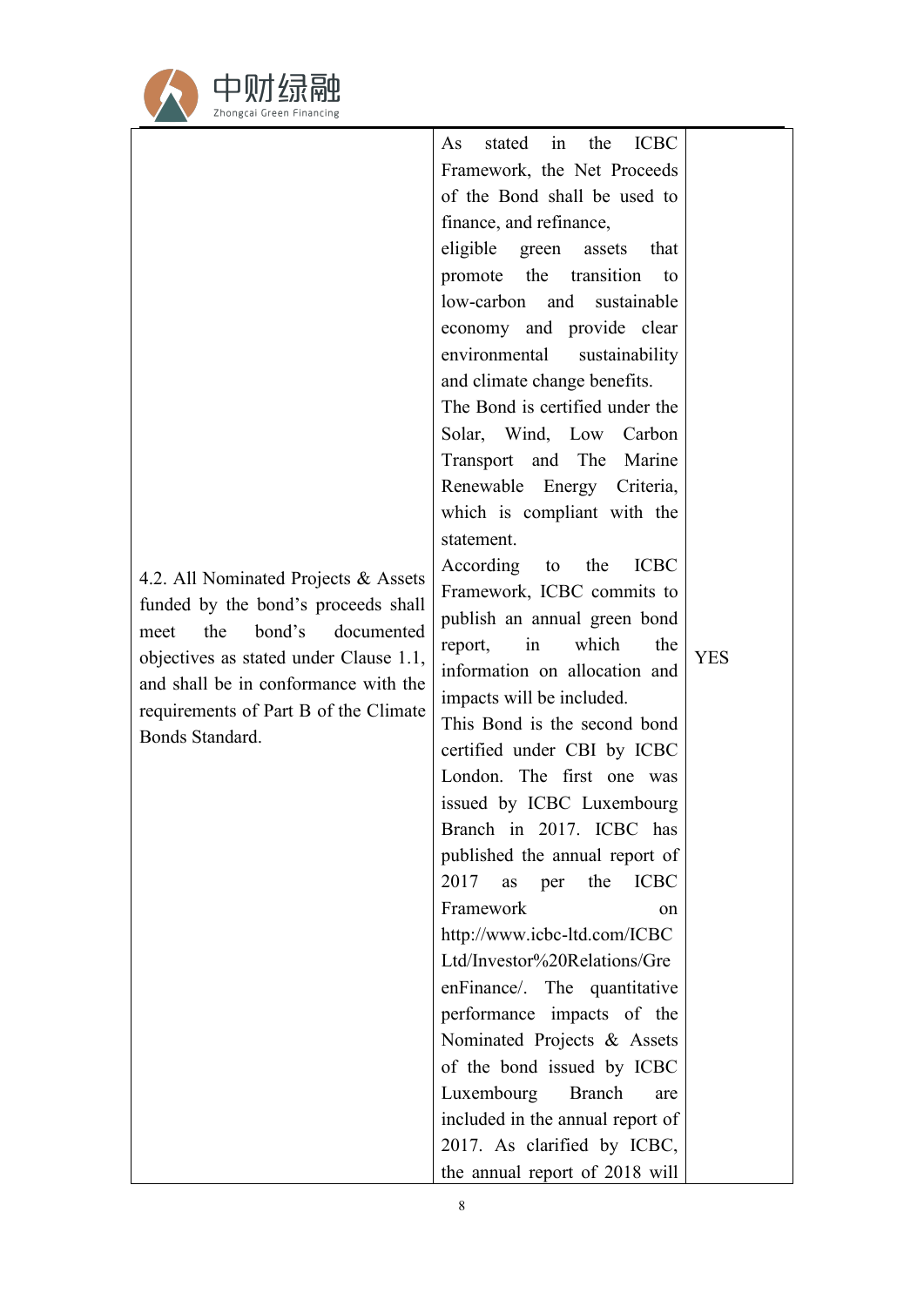| | | |
|---|---|---|
| 4.2. All Nominated Projects & Assets funded by the bond's proceeds shall meet the bond's documented objectives as stated under Clause 1.1, and shall be in conformance with the requirements of Part B of the Climate Bonds Standard. | As stated in the ICBC Framework, the Net Proceeds of the Bond shall be used to finance, and refinance, eligible green assets that promote the transition to low-carbon and sustainable economy and provide clear environmental sustainability and climate change benefits. The Bond is certified under the Solar, Wind, Low Carbon Transport and The Marine Renewable Energy Criteria, which is compliant with the statement. According to the ICBC Framework, ICBC commits to publish an annual green bond report, in which the information on allocation and impacts will be included. This Bond is the second bond certified under CBI by ICBC London. The first one was issued by ICBC Luxembourg Branch in 2017. ICBC has published the annual report of 2017 as per the ICBC Framework on http://www.icbc-ltd.com/ICBC Ltd/Investor%20Relations/GreenFinance/. The quantitative performance impacts of the Nominated Projects & Assets of the bond issued by ICBC Luxembourg Branch are included in the annual report of 2017. As clarified by ICBC, the annual report of 2018 will | YES |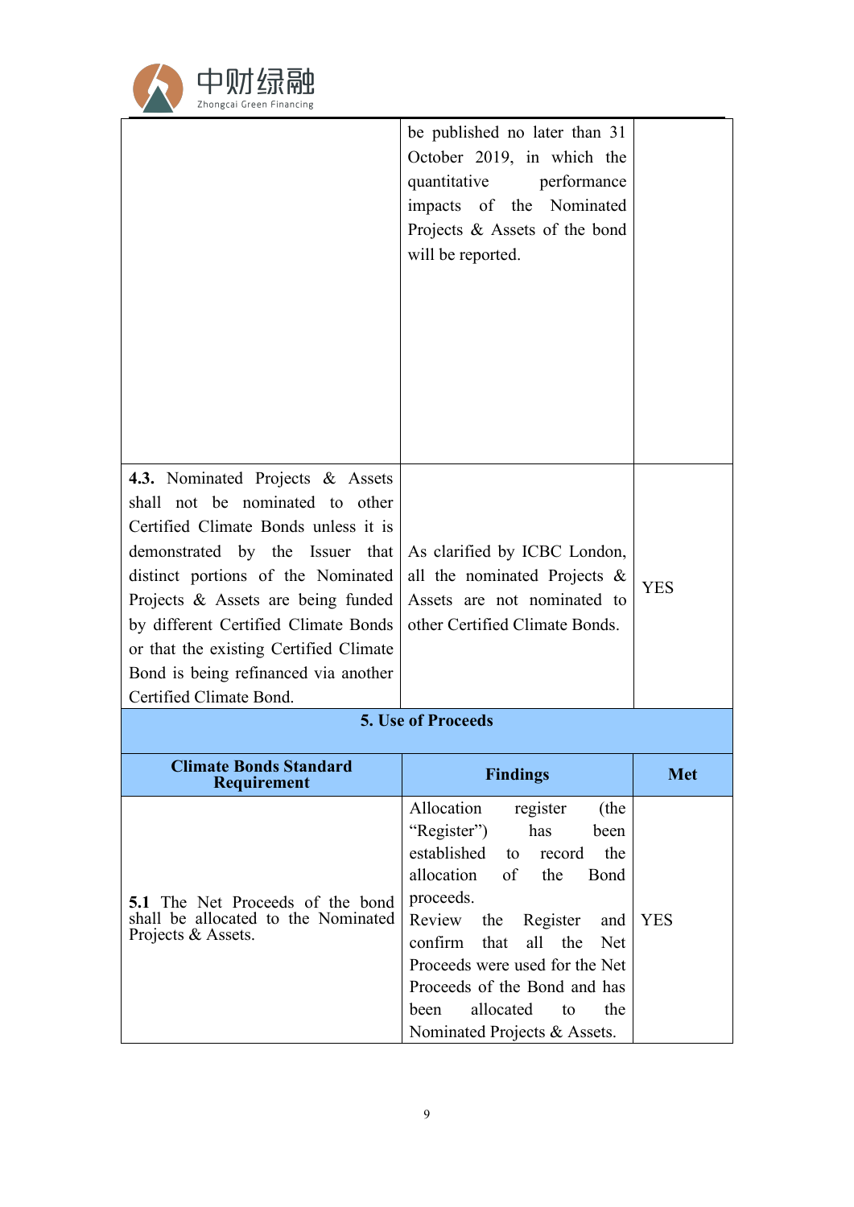| | | |
|---|---|---|
| | be published no later than 31 October 2019, in which the quantitative performance impacts of the Nominated Projects & Assets of the bond will be reported. | |
| **4.3.** Nominated Projects & Assets shall not be nominated to other Certified Climate Bonds unless it is demonstrated by the Issuer that distinct portions of the Nominated Projects & Assets are being funded by different Certified Climate Bonds or that the existing Certified Climate Bond is being refinanced via another Certified Climate Bond. | As clarified by ICBC London, all the nominated Projects & Assets are not nominated to other Certified Climate Bonds. | YES |

**5. Use of Proceeds**

| Climate Bonds Standard Requirement | Findings | Met |
|---|---|---|
| **5.1** The Net Proceeds of the bond shall be allocated to the Nominated Projects & Assets. | Allocation register (the "Register") has been established to record the allocation of the Bond proceeds.<br>Review the Register and confirm that all the Net Proceeds were used for the Net Proceeds of the Bond and has been allocated to the Nominated Projects & Assets. | YES |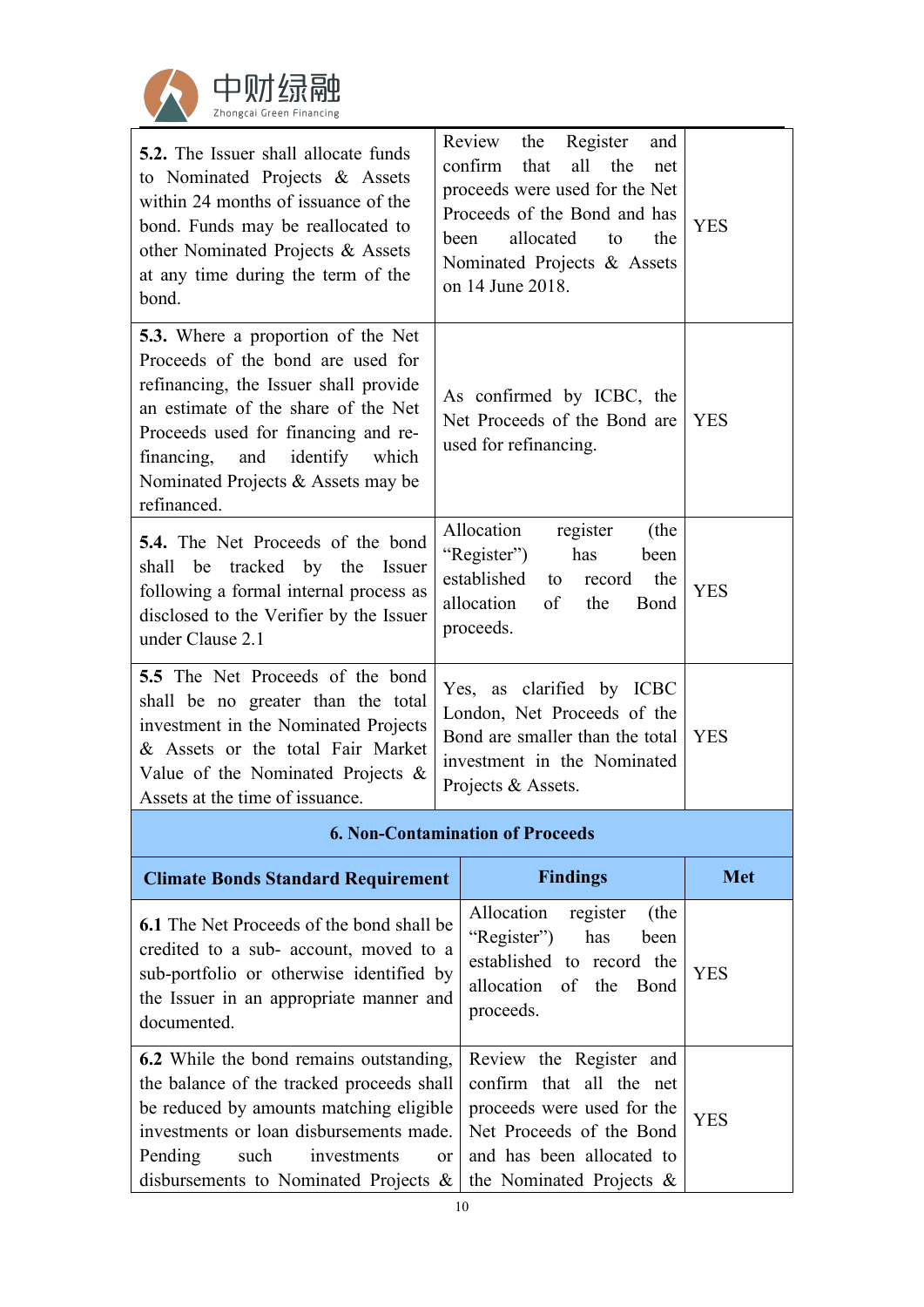| | | |
|---|---|---|
| **5.2.** The Issuer shall allocate funds to Nominated Projects & Assets within 24 months of issuance of the bond. Funds may be reallocated to other Nominated Projects & Assets at any time during the term of the bond. | Review the Register and confirm that all the net proceeds were used for the Net Proceeds of the Bond and has been allocated to the Nominated Projects & Assets on 14 June 2018. | YES |
| **5.3.** Where a proportion of the Net Proceeds of the bond are used for refinancing, the Issuer shall provide an estimate of the share of the Net Proceeds used for financing and re-financing, and identify which Nominated Projects & Assets may be refinanced. | As confirmed by ICBC, the Net Proceeds of the Bond are used for refinancing. | YES |
| **5.4.** The Net Proceeds of the bond shall be tracked by the Issuer following a formal internal process as disclosed to the Verifier by the Issuer under Clause 2.1 | Allocation register (the "Register") has been established to record the allocation of the Bond proceeds. | YES |
| **5.5** The Net Proceeds of the bond shall be no greater than the total investment in the Nominated Projects & Assets or the total Fair Market Value of the Nominated Projects & Assets at the time of issuance. | Yes, as clarified by ICBC London, Net Proceeds of the Bond are smaller than the total investment in the Nominated Projects & Assets. | YES |

**6. Non-Contamination of Proceeds**

| Climate Bonds Standard Requirement | Findings | Met |
|---|---|---|
| **6.1** The Net Proceeds of the bond shall be credited to a sub- account, moved to a sub-portfolio or otherwise identified by the Issuer in an appropriate manner and documented. | Allocation register (the "Register") has been established to record the allocation of the Bond proceeds. | YES |
| **6.2** While the bond remains outstanding, the balance of the tracked proceeds shall be reduced by amounts matching eligible investments or loan disbursements made. Pending such investments or disbursements to Nominated Projects & | Review the Register and confirm that all the net proceeds were used for the Net Proceeds of the Bond and has been allocated to the Nominated Projects & | YES |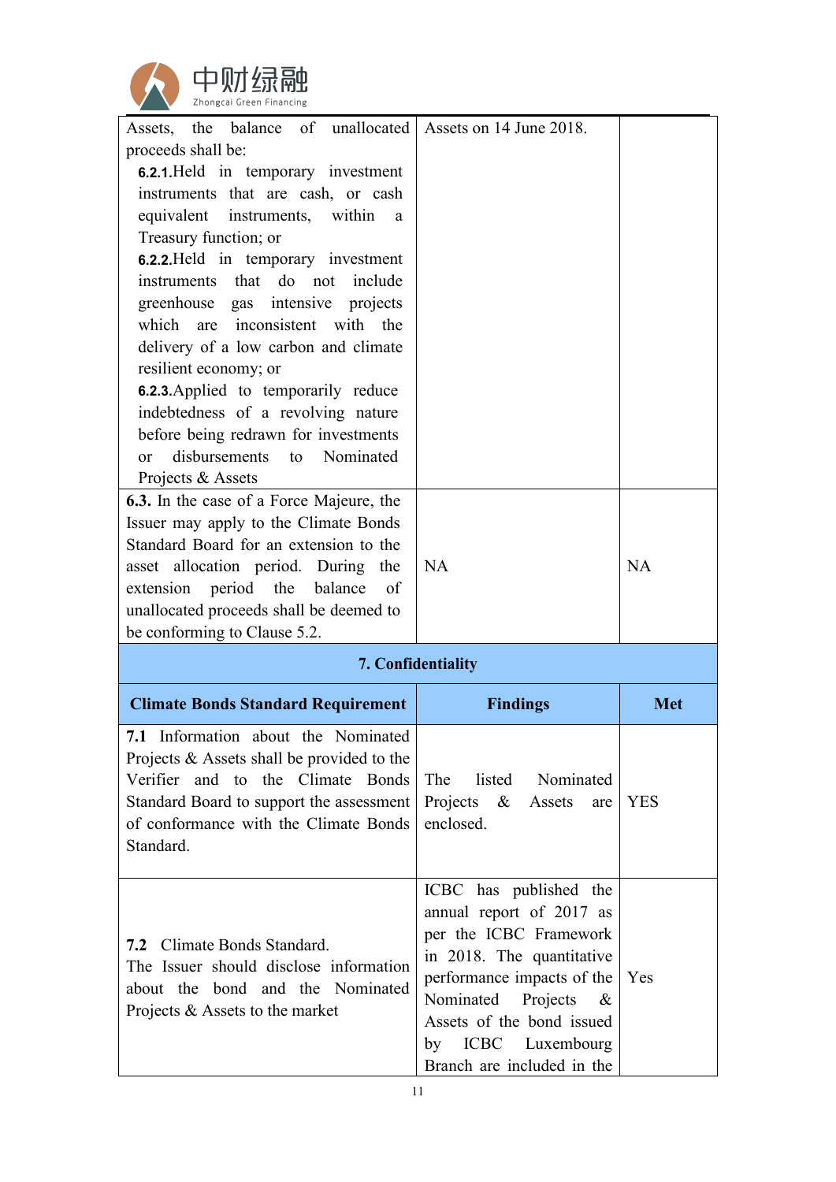| | | |
|---|---|---|
| Assets, the balance of unallocated proceeds shall be: **6.2.1.** Held in temporary investment instruments that are cash, or cash equivalent instruments, within a Treasury function; or **6.2.2.** Held in temporary investment instruments that do not include greenhouse gas intensive projects which are inconsistent with the delivery of a low carbon and climate resilient economy; or **6.2.3.** Applied to temporarily reduce indebtedness of a revolving nature before being redrawn for investments or disbursements to Nominated Projects & Assets | Assets on 14 June 2018. | |
| **6.3.** In the case of a Force Majeure, the Issuer may apply to the Climate Bonds Standard Board for an extension to the asset allocation period. During the extension period the balance of unallocated proceeds shall be deemed to be conforming to Clause 5.2. | NA | NA |

**7. Confidentiality**

| Climate Bonds Standard Requirement | Findings | Met |
|---|---|---|
| **7.1** Information about the Nominated Projects & Assets shall be provided to the Verifier and to the Climate Bonds Standard Board to support the assessment of conformance with the Climate Bonds Standard. | The listed Nominated Projects & Assets are enclosed. | YES |
| **7.2** Climate Bonds Standard. The Issuer should disclose information about the bond and the Nominated Projects & Assets to the market | ICBC has published the annual report of 2017 as per the ICBC Framework in 2018. The quantitative performance impacts of the Nominated Projects & Assets of the bond issued by ICBC Luxembourg Branch are included in the | Yes |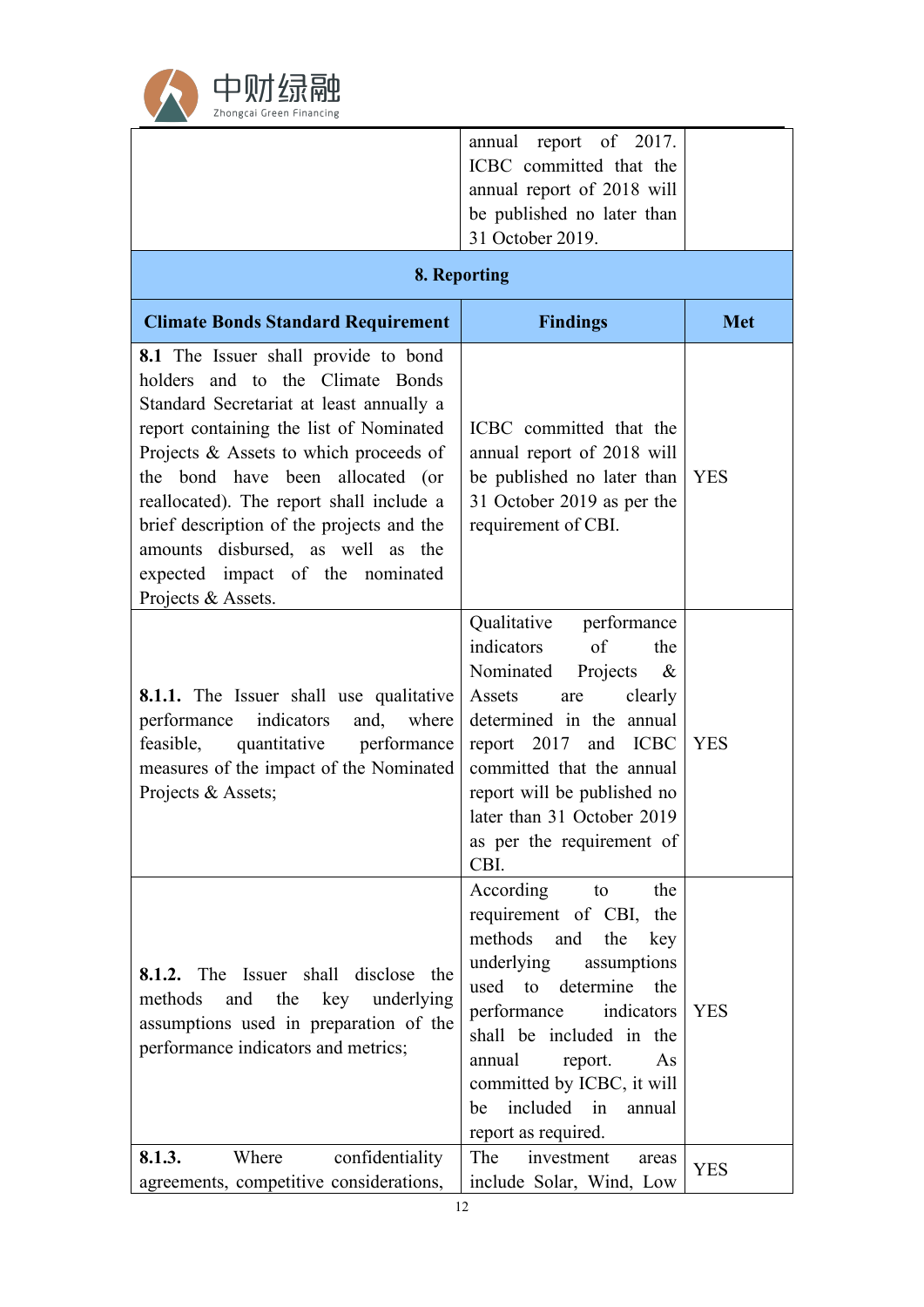| | annual report of 2017. ICBC committed that the annual report of 2018 will be published no later than 31 October 2019. | |
|---|---|---|
| **8. Reporting** | | |
| **Climate Bonds Standard Requirement** | **Findings** | **Met** |
| **8.1** The Issuer shall provide to bond holders and to the Climate Bonds Standard Secretariat at least annually a report containing the list of Nominated Projects & Assets to which proceeds of the bond have been allocated (or reallocated). The report shall include a brief description of the projects and the amounts disbursed, as well as the expected impact of the nominated Projects & Assets. | ICBC committed that the annual report of 2018 will be published no later than 31 October 2019 as per the requirement of CBI. | YES |
| **8.1.1.** The Issuer shall use qualitative performance indicators and, where feasible, quantitative performance measures of the impact of the Nominated Projects & Assets; | Qualitative performance indicators of the Nominated Projects & Assets are clearly determined in the annual report 2017 and ICBC committed that the annual report will be published no later than 31 October 2019 as per the requirement of CBI. | YES |
| **8.1.2.** The Issuer shall disclose the methods and the key underlying assumptions used in preparation of the performance indicators and metrics; | According to the requirement of CBI, the methods and the key underlying assumptions used to determine the performance indicators shall be included in the annual report. As committed by ICBC, it will be included in annual report as required. | YES |
| **8.1.3.** Where confidentiality agreements, competitive considerations, | The investment areas include Solar, Wind, Low | YES |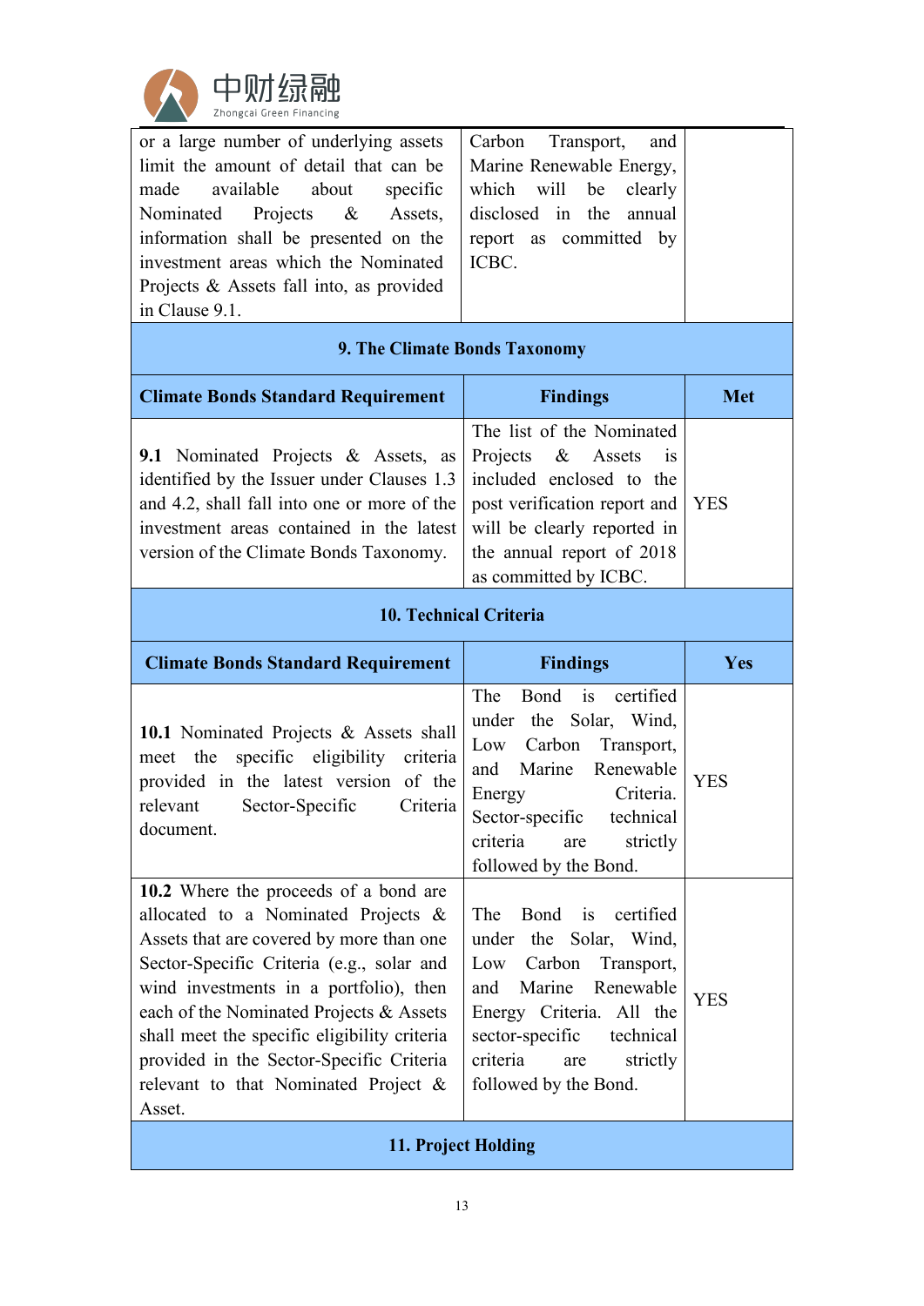| | | |
|---|---|---|
| or a large number of underlying assets limit the amount of detail that can be made available about specific Nominated Projects & Assets, information shall be presented on the investment areas which the Nominated Projects & Assets fall into, as provided in Clause 9.1. | Carbon Transport, and Marine Renewable Energy, which will be clearly disclosed in the annual report as committed by ICBC. | |

**9. The Climate Bonds Taxonomy**

| Climate Bonds Standard Requirement | Findings | Met |
|---|---|---|
| **9.1** Nominated Projects & Assets, as identified by the Issuer under Clauses 1.3 and 4.2, shall fall into one or more of the investment areas contained in the latest version of the Climate Bonds Taxonomy. | The list of the Nominated Projects & Assets is included enclosed to the post verification report and will be clearly reported in the annual report of 2018 as committed by ICBC. | YES |

**10. Technical Criteria**

| Climate Bonds Standard Requirement | Findings | Yes |
|---|---|---|
| **10.1** Nominated Projects & Assets shall meet the specific eligibility criteria provided in the latest version of the relevant Sector-Specific Criteria document. | The Bond is certified under the Solar, Wind, Low Carbon Transport, and Marine Renewable Energy Criteria. Sector-specific technical criteria are strictly followed by the Bond. | YES |
| **10.2** Where the proceeds of a bond are allocated to a Nominated Projects & Assets that are covered by more than one Sector-Specific Criteria (e.g., solar and wind investments in a portfolio), then each of the Nominated Projects & Assets shall meet the specific eligibility criteria provided in the Sector-Specific Criteria relevant to that Nominated Project & Asset. | The Bond is certified under the Solar, Wind, Low Carbon Transport, and Marine Renewable Energy Criteria. All the sector-specific technical criteria are strictly followed by the Bond. | YES |

**11. Project Holding**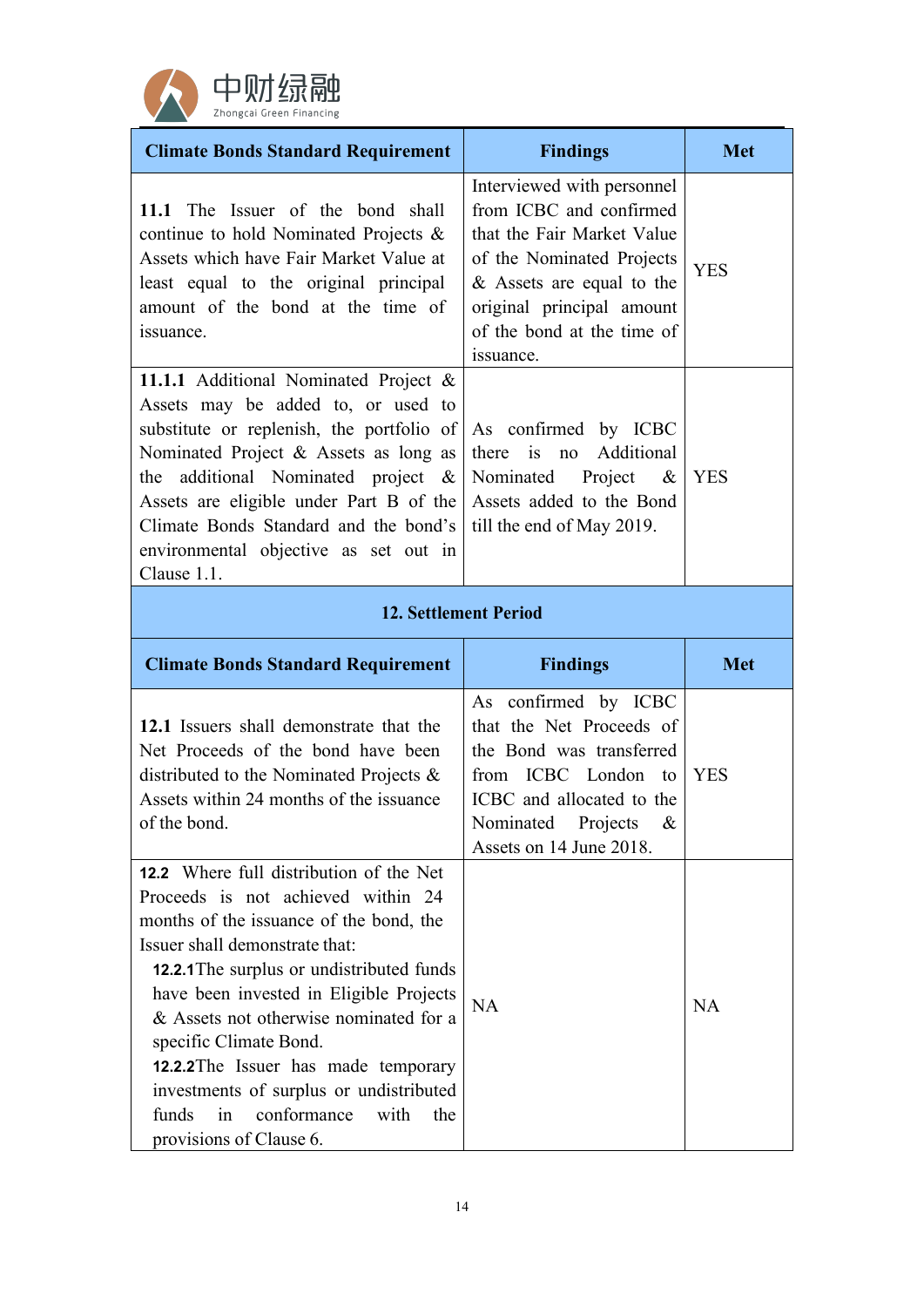| Climate Bonds Standard Requirement | Findings | Met |
|---|---|---|
| **11.1** The Issuer of the bond shall continue to hold Nominated Projects & Assets which have Fair Market Value at least equal to the original principal amount of the bond at the time of issuance. | Interviewed with personnel from ICBC and confirmed that the Fair Market Value of the Nominated Projects & Assets are equal to the original principal amount of the bond at the time of issuance. | YES |
| **11.1.1** Additional Nominated Project & Assets may be added to, or used to substitute or replenish, the portfolio of Nominated Project & Assets as long as the additional Nominated project & Assets are eligible under Part B of the Climate Bonds Standard and the bond's environmental objective as set out in Clause 1.1. | As confirmed by ICBC there is no Additional Nominated Project & Assets added to the Bond till the end of May 2019. | YES |

**12. Settlement Period**

| Climate Bonds Standard Requirement | Findings | Met |
|---|---|---|
| **12.1** Issuers shall demonstrate that the Net Proceeds of the bond have been distributed to the Nominated Projects & Assets within 24 months of the issuance of the bond. | As confirmed by ICBC that the Net Proceeds of the Bond was transferred from ICBC London to ICBC and allocated to the Nominated Projects & Assets on 14 June 2018. | YES |
| **12.2** Where full distribution of the Net Proceeds is not achieved within 24 months of the issuance of the bond, the Issuer shall demonstrate that:<br>**12.2.1** The surplus or undistributed funds have been invested in Eligible Projects & Assets not otherwise nominated for a specific Climate Bond.<br>**12.2.2** The Issuer has made temporary investments of surplus or undistributed funds in conformance with the provisions of Clause 6. | NA | NA |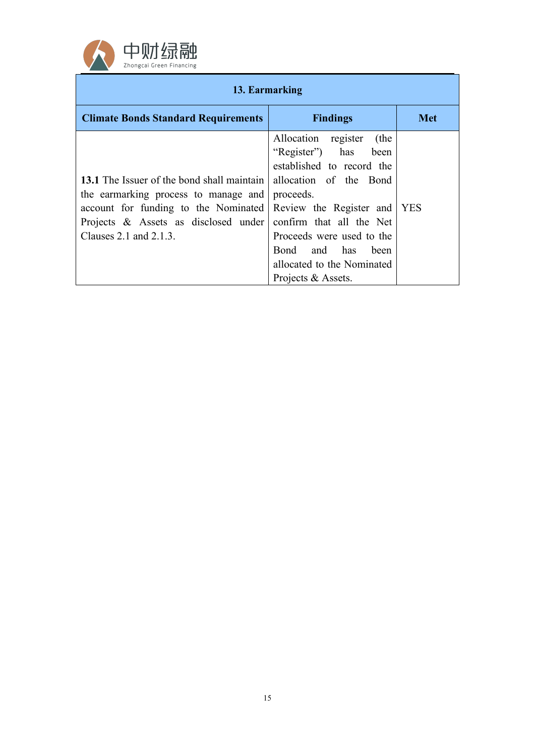| 13. Earmarking | | |
|---|---|---|
| **Climate Bonds Standard Requirements** | **Findings** | **Met** |
| **13.1** The Issuer of the bond shall maintain the earmarking process to manage and account for funding to the Nominated Projects & Assets as disclosed under Clauses 2.1 and 2.1.3. | Allocation register (the "Register") has been established to record the allocation of the Bond proceeds. Review the Register and confirm that all the Net Proceeds were used to the Bond and has been allocated to the Nominated Projects & Assets. | YES |